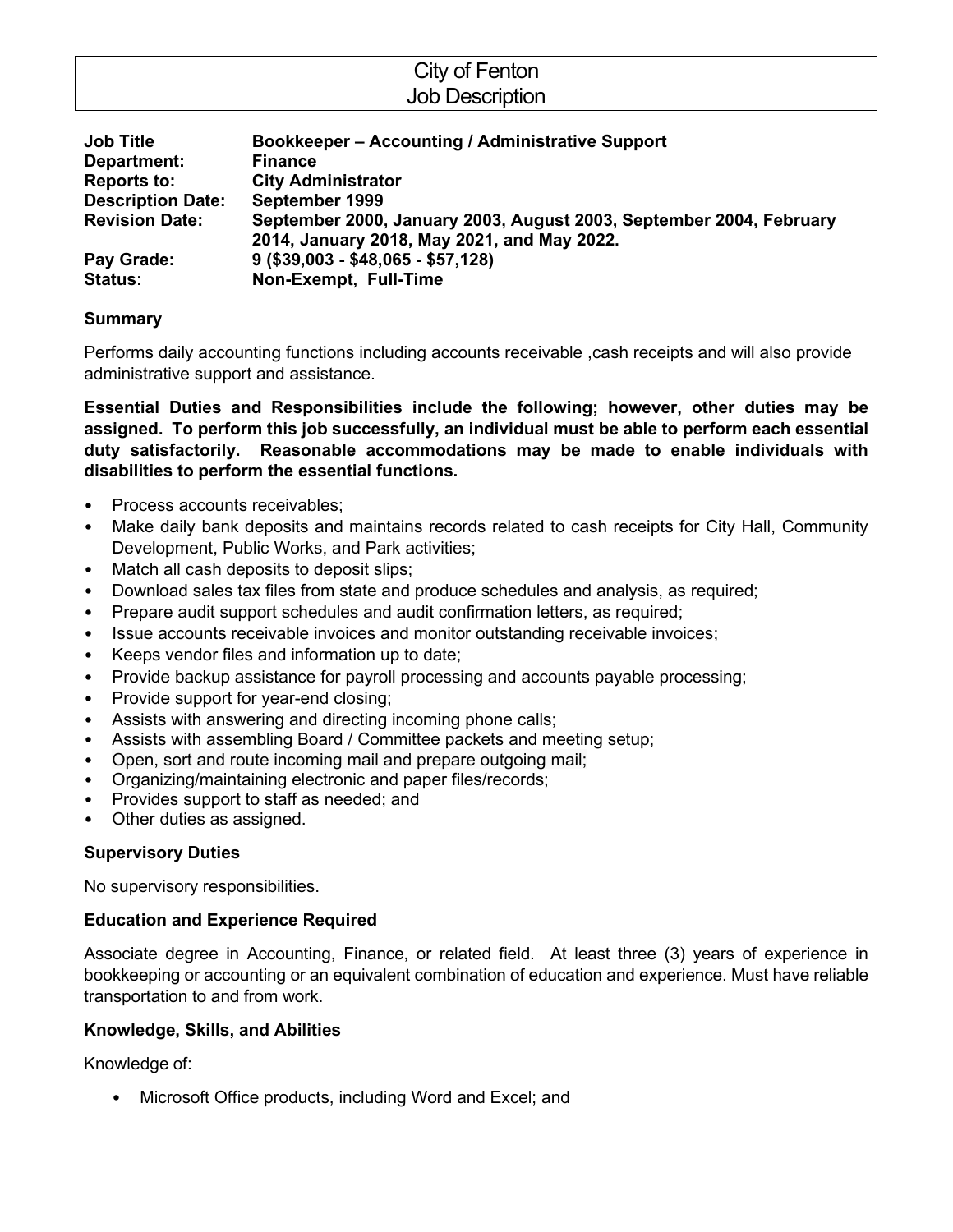# City of Fenton
## Job Description

| | |
|---|---|
| **Job Title** | **Bookkeeper – Accounting / Administrative Support** |
| **Department:** | **Finance** |
| **Reports to:** | **City Administrator** |
| **Description Date:** | **September 1999** |
| **Revision Date:** | **September 2000, January 2003, August 2003, September 2004, February 2014, January 2018, May 2021, and May 2022.** |
| **Pay Grade:** | **9 ($39,003 - $48,065 - $57,128)** |
| **Status:** | **Non-Exempt, Full-Time** |

### Summary

Performs daily accounting functions including accounts receivable ,cash receipts and will also provide administrative support and assistance.

**Essential Duties and Responsibilities include the following; however, other duties may be assigned. To perform this job successfully, an individual must be able to perform each essential duty satisfactorily. Reasonable accommodations may be made to enable individuals with disabilities to perform the essential functions.**

- Process accounts receivables;
- Make daily bank deposits and maintains records related to cash receipts for City Hall, Community Development, Public Works, and Park activities;
- Match all cash deposits to deposit slips;
- Download sales tax files from state and produce schedules and analysis, as required;
- Prepare audit support schedules and audit confirmation letters, as required;
- Issue accounts receivable invoices and monitor outstanding receivable invoices;
- Keeps vendor files and information up to date;
- Provide backup assistance for payroll processing and accounts payable processing;
- Provide support for year-end closing;
- Assists with answering and directing incoming phone calls;
- Assists with assembling Board / Committee packets and meeting setup;
- Open, sort and route incoming mail and prepare outgoing mail;
- Organizing/maintaining electronic and paper files/records;
- Provides support to staff as needed; and
- Other duties as assigned.

### Supervisory Duties

No supervisory responsibilities.

### Education and Experience Required

Associate degree in Accounting, Finance, or related field. At least three (3) years of experience in bookkeeping or accounting or an equivalent combination of education and experience. Must have reliable transportation to and from work.

### Knowledge, Skills, and Abilities

Knowledge of:

- Microsoft Office products, including Word and Excel; and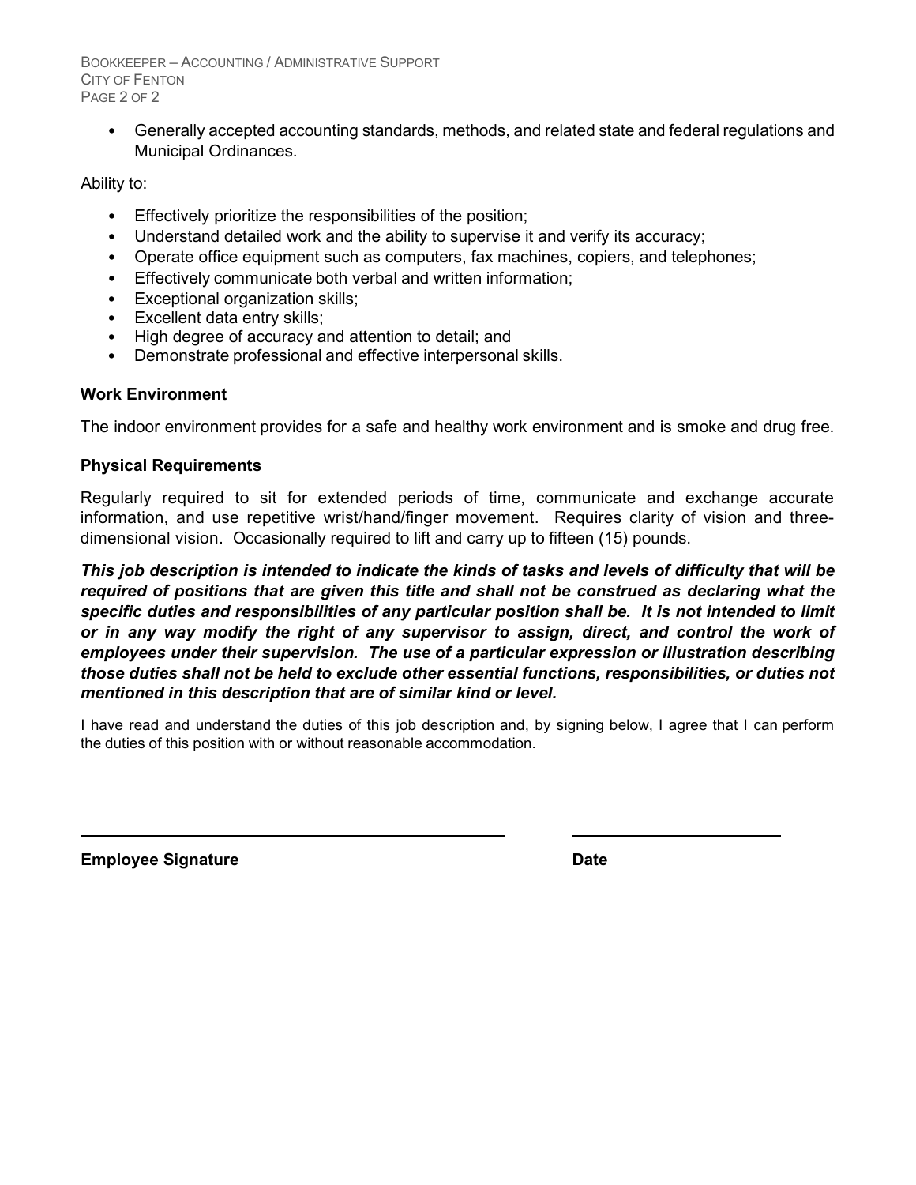- Generally accepted accounting standards, methods, and related state and federal regulations and Municipal Ordinances.

Ability to:

- Effectively prioritize the responsibilities of the position;
- Understand detailed work and the ability to supervise it and verify its accuracy;
- Operate office equipment such as computers, fax machines, copiers, and telephones;
- Effectively communicate both verbal and written information;
- Exceptional organization skills;
- Excellent data entry skills;
- High degree of accuracy and attention to detail; and
- Demonstrate professional and effective interpersonal skills.

**Work Environment**

The indoor environment provides for a safe and healthy work environment and is smoke and drug free.

**Physical Requirements**

Regularly required to sit for extended periods of time, communicate and exchange accurate information, and use repetitive wrist/hand/finger movement. Requires clarity of vision and three-dimensional vision. Occasionally required to lift and carry up to fifteen (15) pounds.

***This job description is intended to indicate the kinds of tasks and levels of difficulty that will be required of positions that are given this title and shall not be construed as declaring what the specific duties and responsibilities of any particular position shall be. It is not intended to limit or in any way modify the right of any supervisor to assign, direct, and control the work of employees under their supervision. The use of a particular expression or illustration describing those duties shall not be held to exclude other essential functions, responsibilities, or duties not mentioned in this description that are of similar kind or level.***

I have read and understand the duties of this job description and, by signing below, I agree that I can perform the duties of this position with or without reasonable accommodation.

\_\_\_\_\_\_\_\_\_\_\_\_\_\_\_\_\_\_\_\_\_\_\_\_\_\_\_\_\_\_\_\_\_\_\_\_\_\_\_\_ \_\_\_\_\_\_\_\_\_\_\_\_\_\_\_\_\_\_\_\_

**Employee Signature** **Date**